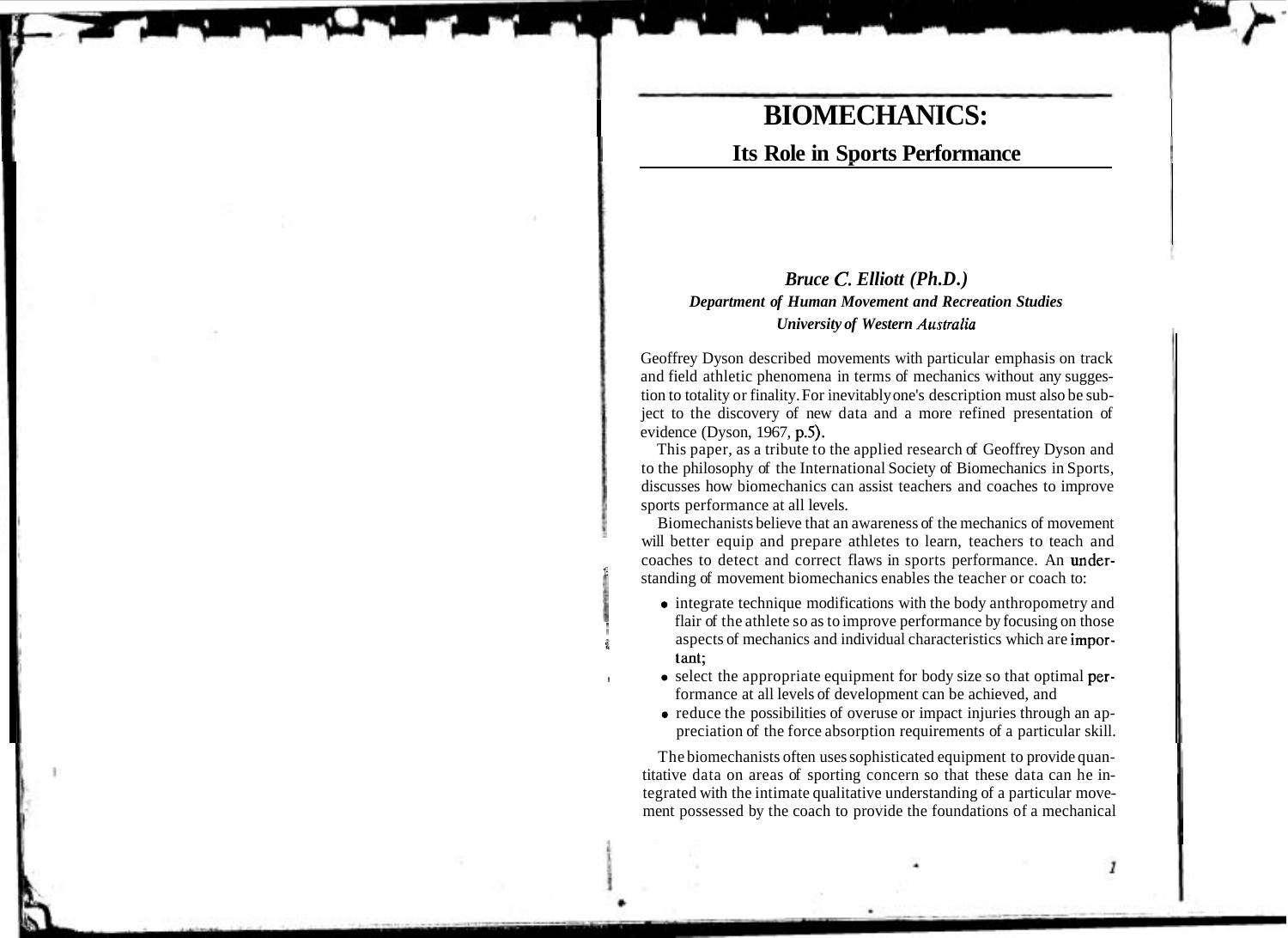# BIOMECHANICS:

## Its Role in Sports Performance

***Bruce C. Elliott (Ph.D.)***
***Department of Human Movement and Recreation Studies***
***University of Western Australia***

Geoffrey Dyson described movements with particular emphasis on track and field athletic phenomena in terms of mechanics without any suggestion to totality or finality. For inevitably one's description must also be subject to the discovery of new data and a more refined presentation of evidence (Dyson, 1967, p.5).

This paper, as a tribute to the applied research of Geoffrey Dyson and to the philosophy of the International Society of Biomechanics in Sports, discusses how biomechanics can assist teachers and coaches to improve sports performance at all levels.

Biomechanists believe that an awareness of the mechanics of movement will better equip and prepare athletes to learn, teachers to teach and coaches to detect and correct flaws in sports performance. An understanding of movement biomechanics enables the teacher or coach to:

- integrate technique modifications with the body anthropometry and flair of the athlete so as to improve performance by focusing on those aspects of mechanics and individual characteristics which are important;
- select the appropriate equipment for body size so that optimal performance at all levels of development can be achieved, and
- reduce the possibilities of overuse or impact injuries through an appreciation of the force absorption requirements of a particular skill.

The biomechanists often uses sophisticated equipment to provide quantitative data on areas of sporting concern so that these data can he integrated with the intimate qualitative understanding of a particular movement possessed by the coach to provide the foundations of a mechanical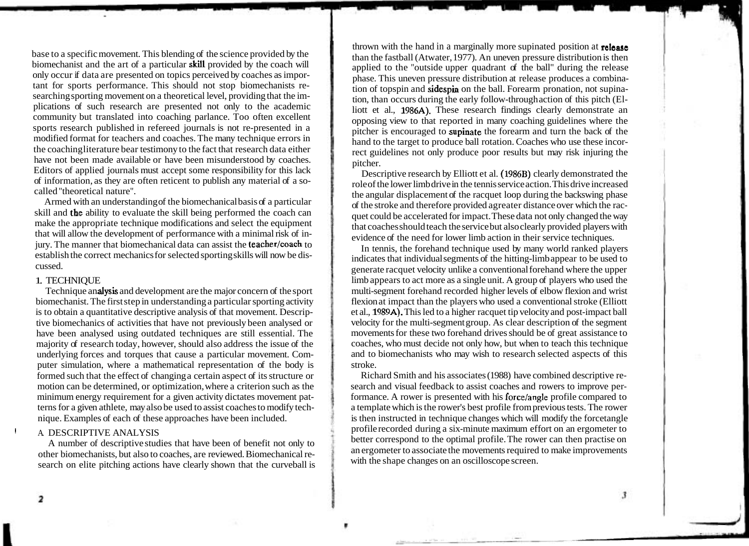base to a specific movement. This blending of the science provided by the biomechanist and the art of a particular skill provided by the coach will only occur if data are presented on topics perceived by coaches as important for sports performance. This should not stop biomechanists researching sporting movement on a theoretical level, providing that the implications of such research are presented not only to the academic community but translated into coaching parlance. Too often excellent sports research published in refereed journals is not re-presented in a modified format for teachers and coaches. The many technique errors in the coaching literature bear testimony to the fact that research data either have not been made available or have been misunderstood by coaches. Editors of applied journals must accept some responsibility for this lack of information, as they are often reticent to publish any material of a so-called "theoretical nature".

Armed with an understanding of the biomechanical basis of a particular skill and the ability to evaluate the skill being performed the coach can make the appropriate technique modifications and select the equipment that will allow the development of performance with a minimal risk of injury. The manner that biomechanical data can assist the teacher/coach to establish the correct mechanics for selected sporting skills will now be discussed.

## 1. TECHNIQUE

Technique analysis and development are the major concern of the sport biomechanist. The first step in understanding a particular sporting activity is to obtain a quantitative descriptive analysis of that movement. Descriptive biomechanics of activities that have not previously been analysed or have been analysed using outdated techniques are still essential. The majority of research today, however, should also address the issue of the underlying forces and torques that cause a particular movement. Computer simulation, where a mathematical representation of the body is formed such that the effect of changing a certain aspect of its structure or motion can be determined, or optimization, where a criterion such as the minimum energy requirement for a given activity dictates movement patterns for a given athlete, may also be used to assist coaches to modify technique. Examples of each of these approaches have been included.

### A. DESCRIPTIVE ANALYSIS

A number of descriptive studies that have been of benefit not only to other biomechanists, but also to coaches, are reviewed. Biomechanical research on elite pitching actions have clearly shown that the curveball is thrown with the hand in a marginally more supinated position at release than the fastball (Atwater, 1977). An uneven pressure distribution is then applied to the "outside upper quadrant of the ball" during the release phase. This uneven pressure distribution at release produces a combination of topspin and sidespin on the ball. Forearm pronation, not supination, than occurs during the early follow-through action of this pitch (Elliott et al., 1986A). These research findings clearly demonstrate an opposing view to that reported in many coaching guidelines where the pitcher is encouraged to supinate the forearm and turn the back of the hand to the target to produce ball rotation. Coaches who use these incorrect guidelines not only produce poor results but may risk injuring the pitcher.

Descriptive research by Elliott et al. (1986B) clearly demonstrated the role of the lower limb drive in the tennis service action. This drive increased the angular displacement of the racquet loop during the backswing phase of the stroke and therefore provided a greater distance over which the racquet could be accelerated for impact. These data not only changed the way that coaches should teach the service but also clearly provided players with evidence of the need for lower limb action in their service techniques.

In tennis, the forehand technique used by many world ranked players indicates that individual segments of the hitting-limb appear to be used to generate racquet velocity unlike a conventional forehand where the upper limb appears to act more as a single unit. A group of players who used the multi-segment forehand recorded higher levels of elbow flexion and wrist flexion at impact than the players who used a conventional stroke (Elliott et al., 1989A). This led to a higher racquet tip velocity and post-impact ball velocity for the multi-segment group. As clear description of the segment movements for these two forehand drives should be of great assistance to coaches, who must decide not only how, but when to teach this technique and to biomechanists who may wish to research selected aspects of this stroke.

Richard Smith and his associates (1988) have combined descriptive research and visual feedback to assist coaches and rowers to improve performance. A rower is presented with his force/angle profile compared to a template which is the rower's best profile from previous tests. The rower is then instructed in technique changes which will modify the forcetangle profile recorded during a six-minute maximum effort on an ergometer to better correspond to the optimal profile. The rower can then practise on an ergometer to associate the movements required to make improvements with the shape changes on an oscilloscope screen.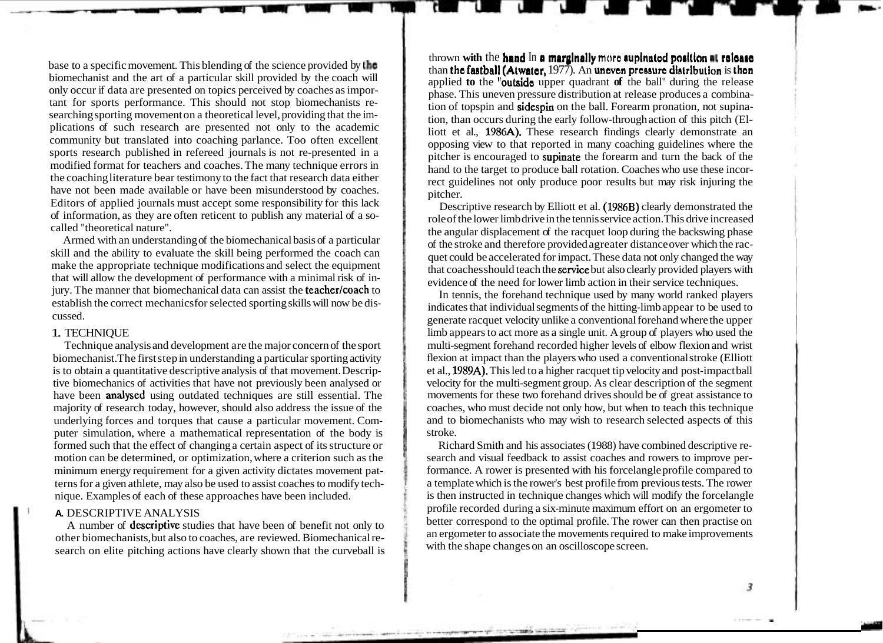base to a specific movement. This blending of the science provided by the biomechanist and the art of a particular skill provided by the coach will only occur if data are presented on topics perceived by coaches as important for sports performance. This should not stop biomechanists researching sporting movement on a theoretical level, providing that the implications of such research are presented not only to the academic community but translated into coaching parlance. Too often excellent sports research published in refereed journals is not re-presented in a modified format for teachers and coaches. The many technique errors in the coaching literature bear testimony to the fact that research data either have not been made available or have been misunderstood by coaches. Editors of applied journals must accept some responsibility for this lack of information, as they are often reticent to publish any material of a so-called "theoretical nature".

Armed with an understanding of the biomechanical basis of a particular skill and the ability to evaluate the skill being performed the coach can make the appropriate technique modifications and select the equipment that will allow the development of performance with a minimal risk of injury. The manner that biomechanical data can assist the teacher/coach to establish the correct mechanics for selected sporting skills will now be discussed.

## 1. TECHNIQUE

Technique analysis and development are the major concern of the sport biomechanist. The first step in understanding a particular sporting activity is to obtain a quantitative descriptive analysis of that movement. Descriptive biomechanics of activities that have not previously been analysed or have been analysed using outdated techniques are still essential. The majority of research today, however, should also address the issue of the underlying forces and torques that cause a particular movement. Computer simulation, where a mathematical representation of the body is formed such that the effect of changing a certain aspect of its structure or motion can be determined, or optimization, where a criterion such as the minimum energy requirement for a given activity dictates movement patterns for a given athlete, may also be used to assist coaches to modify technique. Examples of each of these approaches have been included.

### A. DESCRIPTIVE ANALYSIS

A number of descriptive studies that have been of benefit not only to other biomechanists, but also to coaches, are reviewed. Biomechanical research on elite pitching actions have clearly shown that the curveball is thrown with the hand in a marginally more supinated position at release than the fastball (Atwater, 1977). An uneven pressure distribution is then applied to the "outside upper quadrant of the ball" during the release phase. This uneven pressure distribution at release produces a combination of topspin and sidespin on the ball. Forearm pronation, not supination, than occurs during the early follow-through action of this pitch (Elliott et al., 1986A). These research findings clearly demonstrate an opposing view to that reported in many coaching guidelines where the pitcher is encouraged to supinate the forearm and turn the back of the hand to the target to produce ball rotation. Coaches who use these incorrect guidelines not only produce poor results but may risk injuring the pitcher.

Descriptive research by Elliott et al. (1986B) clearly demonstrated the role of the lower limb drive in the tennis service action. This drive increased the angular displacement of the racquet loop during the backswing phase of the stroke and therefore provided a greater distance over which the racquet could be accelerated for impact. These data not only changed the way that coaches should teach the service but also clearly provided players with evidence of the need for lower limb action in their service techniques.

In tennis, the forehand technique used by many world ranked players indicates that individual segments of the hitting-limb appear to be used to generate racquet velocity unlike a conventional forehand where the upper limb appears to act more as a single unit. A group of players who used the multi-segment forehand recorded higher levels of elbow flexion and wrist flexion at impact than the players who used a conventional stroke (Elliott et al., 1989A). This led to a higher racquet tip velocity and post-impact ball velocity for the multi-segment group. As clear description of the segment movements for these two forehand drives should be of great assistance to coaches, who must decide not only how, but when to teach this technique and to biomechanists who may wish to research selected aspects of this stroke.

Richard Smith and his associates (1988) have combined descriptive research and visual feedback to assist coaches and rowers to improve performance. A rower is presented with his force/angle profile compared to a template which is the rower's best profile from previous tests. The rower is then instructed in technique changes which will modify the force/angle profile recorded during a six-minute maximum effort on an ergometer to better correspond to the optimal profile. The rower can then practise on an ergometer to associate the movements required to make improvements with the shape changes on an oscilloscope screen.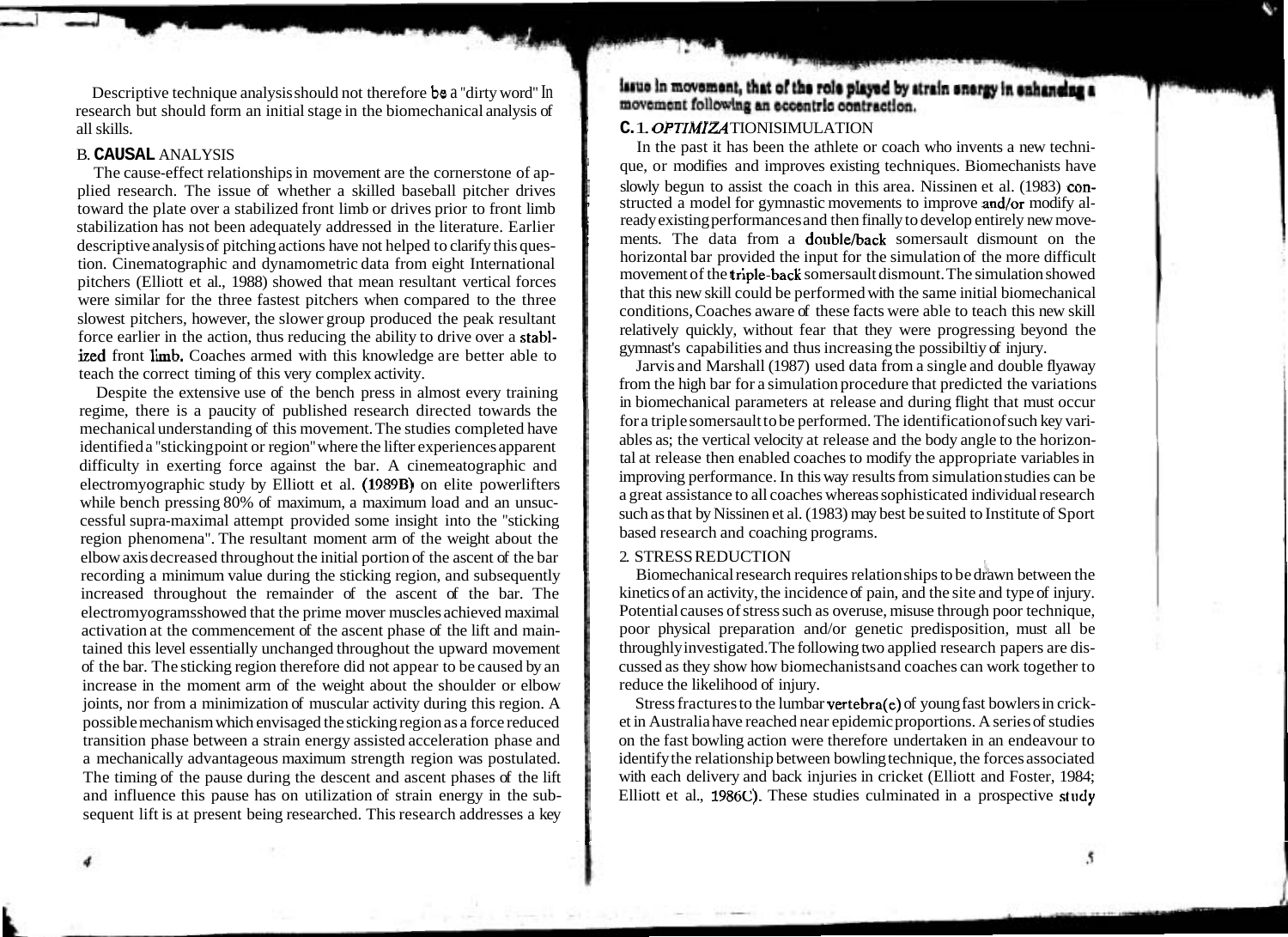Descriptive technique analysis should not therefore be a "dirty word" In research but should form an initial stage in the biomechanical analysis of all skills.

## B. CAUSAL ANALYSIS

The cause-effect relationships in movement are the cornerstone of applied research. The issue of whether a skilled baseball pitcher drives toward the plate over a stabilized front limb or drives prior to front limb stabilization has not been adequately addressed in the literature. Earlier descriptive analysis of pitching actions have not helped to clarify this question. Cinematographic and dynamometric data from eight International pitchers (Elliott et al., 1988) showed that mean resultant vertical forces were similar for the three fastest pitchers when compared to the three slowest pitchers, however, the slower group produced the peak resultant force earlier in the action, thus reducing the ability to drive over a stablized front limb. Coaches armed with this knowledge are better able to teach the correct timing of this very complex activity.

Despite the extensive use of the bench press in almost every training regime, there is a paucity of published research directed towards the mechanical understanding of this movement. The studies completed have identified a "sticking point or region" where the lifter experiences apparent difficulty in exerting force against the bar. A cinemeatographic and electromyographic study by Elliott et al. (1989B) on elite powerlifters while bench pressing 80% of maximum, a maximum load and an unsuccessful supra-maximal attempt provided some insight into the "sticking region phenomena". The resultant moment arm of the weight about the elbow axis decreased throughout the initial portion of the ascent of the bar recording a minimum value during the sticking region, and subsequently increased throughout the remainder of the ascent of the bar. The electromyograms showed that the prime mover muscles achieved maximal activation at the commencement of the ascent phase of the lift and maintained this level essentially unchanged throughout the upward movement of the bar. The sticking region therefore did not appear to be caused by an increase in the moment arm of the weight about the shoulder or elbow joints, nor from a minimization of muscular activity during this region. A possible mechanism which envisaged the sticking region as a force reduced transition phase between a strain energy assisted acceleration phase and a mechanically advantageous maximum strength region was postulated. The timing of the pause during the descent and ascent phases of the lift and influence this pause has on utilization of strain energy in the subsequent lift is at present being researched. This research addresses a key issue in movement, that of the role played by strain energy in enhancing a movement following an eccentric contraction.

## C. 1. OPTIMIZATION/SIMULATION

In the past it has been the athlete or coach who invents a new technique, or modifies and improves existing techniques. Biomechanists have slowly begun to assist the coach in this area. Nissinen et al. (1983) constructed a model for gymnastic movements to improve and/or modify already existing performances and then finally to develop entirely new movements. The data from a double/back somersault dismount on the horizontal bar provided the input for the simulation of the more difficult movement of the triple-back somersault dismount. The simulation showed that this new skill could be performed with the same initial biomechanical conditions, Coaches aware of these facts were able to teach this new skill relatively quickly, without fear that they were progressing beyond the gymnast's capabilities and thus increasing the possibiltiy of injury.

Jarvis and Marshall (1987) used data from a single and double flyaway from the high bar for a simulation procedure that predicted the variations in biomechanical parameters at release and during flight that must occur for a triple somersault to be performed. The identification of such key variables as; the vertical velocity at release and the body angle to the horizontal at release then enabled coaches to modify the appropriate variables in improving performance. In this way results from simulation studies can be a great assistance to all coaches whereas sophisticated individual research such as that by Nissinen et al. (1983) may best be suited to Institute of Sport based research and coaching programs.

## 2. STRESS REDUCTION

Biomechanical research requires relationships to be drawn between the kinetics of an activity, the incidence of pain, and the site and type of injury. Potential causes of stress such as overuse, misuse through poor technique, poor physical preparation and/or genetic predisposition, must all be throughly investigated. The following two applied research papers are discussed as they show how biomechanists and coaches can work together to reduce the likelihood of injury.

Stress fractures to the lumbar vertebra(e) of young fast bowlers in cricket in Australia have reached near epidemic proportions. A series of studies on the fast bowling action were therefore undertaken in an endeavour to identify the relationship between bowling technique, the forces associated with each delivery and back injuries in cricket (Elliott and Foster, 1984; Elliott et al., 1986C). These studies culminated in a prospective study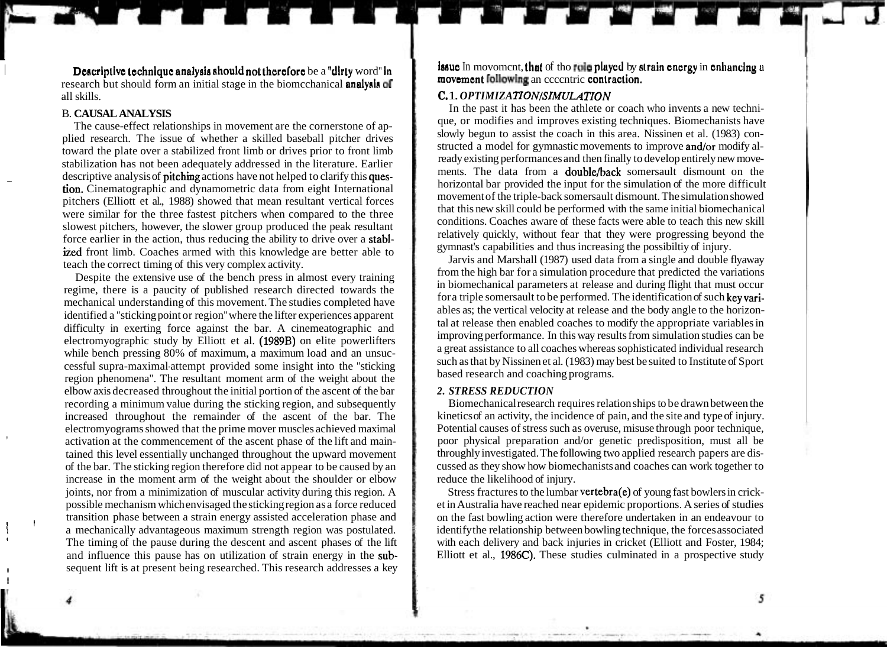**Descriptive technique analysis should not therefore** be a "**dirty** word" **in** research but should form an initial stage in the biomcchanical **analysis of** all skills.

B. **CAUSAL ANALYSIS**

The cause-effect relationships in movement are the cornerstone of applied research. The issue of whether a skilled baseball pitcher drives toward the plate over a stabilized front limb or drives prior to front limb stabilization has not been adequately addressed in the literature. Earlier descriptive analysis of **pitching** actions have not helped to clarify this **question.** Cinematographic and dynamometric data from eight International pitchers (Elliott et al., 1988) showed that mean resultant vertical forces were similar for the three fastest pitchers when compared to the three slowest pitchers, however, the slower group produced the peak resultant force earlier in the action, thus reducing the ability to drive over a **stablized** front limb. Coaches armed with this knowledge are better able to teach the correct timing of this very complex activity.

Despite the extensive use of the bench press in almost every training regime, there is a paucity of published research directed towards the mechanical understanding of this movement. The studies completed have identified a "sticking point or region" where the lifter experiences apparent difficulty in exerting force against the bar. A cinemeatographic and electromyographic study by Elliott et al. **(1989B)** on elite powerlifters while bench pressing 80% of maximum, a maximum load and an unsuccessful supra-maximal attempt provided some insight into the "sticking region phenomena". The resultant moment arm of the weight about the elbow axis decreased throughout the initial portion of the ascent of the bar recording a minimum value during the sticking region, and subsequently increased throughout the remainder of the ascent of the bar. The electromyograms showed that the prime mover muscles achieved maximal activation at the commencement of the ascent phase of the lift and maintained this level essentially unchanged throughout the upward movement of the bar. The sticking region therefore did not appear to be caused by an increase in the moment arm of the weight about the shoulder or elbow joints, nor from a minimization of muscular activity during this region. A possible mechanism which envisaged the sticking region as a force reduced transition phase between a strain energy assisted acceleration phase and a mechanically advantageous maximum strength region was postulated. The timing of the pause during the descent and ascent phases of the lift and influence this pause has on utilization of strain energy in the **subsequent** lift is at present being researched. This research addresses a key **issue** In movomcnt, **that** of tho **role played** by **strain energy** in **enhancing** a **movement following** an ccccntric **contraction.**

### C. 1. *OPTIMIZATION/SIMULATION*

In the past it has been the athlete or coach who invents a new technique, or modifies and improves existing techniques. Biomechanists have slowly begun to assist the coach in this area. Nissinen et al. (1983) constructed a model for gymnastic movements to improve **and/or** modify already existing performances and then finally to develop entirely new movements. The data from a **double/back** somersault dismount on the horizontal bar provided the input for the simulation of the more difficult movement of the triple-back somersault dismount. The simulation showed that this new skill could be performed with the same initial biomechanical conditions. Coaches aware of these facts were able to teach this new skill relatively quickly, without fear that they were progressing beyond the gymnast's capabilities and thus increasing the possibiltiy of injury.

Jarvis and Marshall (1987) used data from a single and double flyaway from the high bar for a simulation procedure that predicted the variations in biomechanical parameters at release and during flight that must occur for a triple somersault to be performed. The identification of such **key variables** as; the vertical velocity at release and the body angle to the horizontal at release then enabled coaches to modify the appropriate variables in improving performance. In this way results from simulation studies can be a great assistance to all coaches whereas sophisticated individual research such as that by Nissinen et al. (1983) may best be suited to Institute of Sport based research and coaching programs.

### *2. STRESS REDUCTION*

Biomechanical research requires relationships to be drawn between the kinetics of an activity, the incidence of pain, and the site and type of injury. Potential causes of stress such as overuse, misuse through poor technique, poor physical preparation and/or genetic predisposition, must all be throughly investigated. The following two applied research papers are discussed as they show how biomechanists and coaches can work together to reduce the likelihood of injury.

Stress fractures to the lumbar **vertebra(e)** of young fast bowlers in cricket in Australia have reached near epidemic proportions. A series of studies on the fast bowling action were therefore undertaken in an endeavour to identify the relationship between bowling technique, the forces associated with each delivery and back injuries in cricket (Elliott and Foster, 1984; Elliott et al., **1986C).** These studies culminated in a prospective study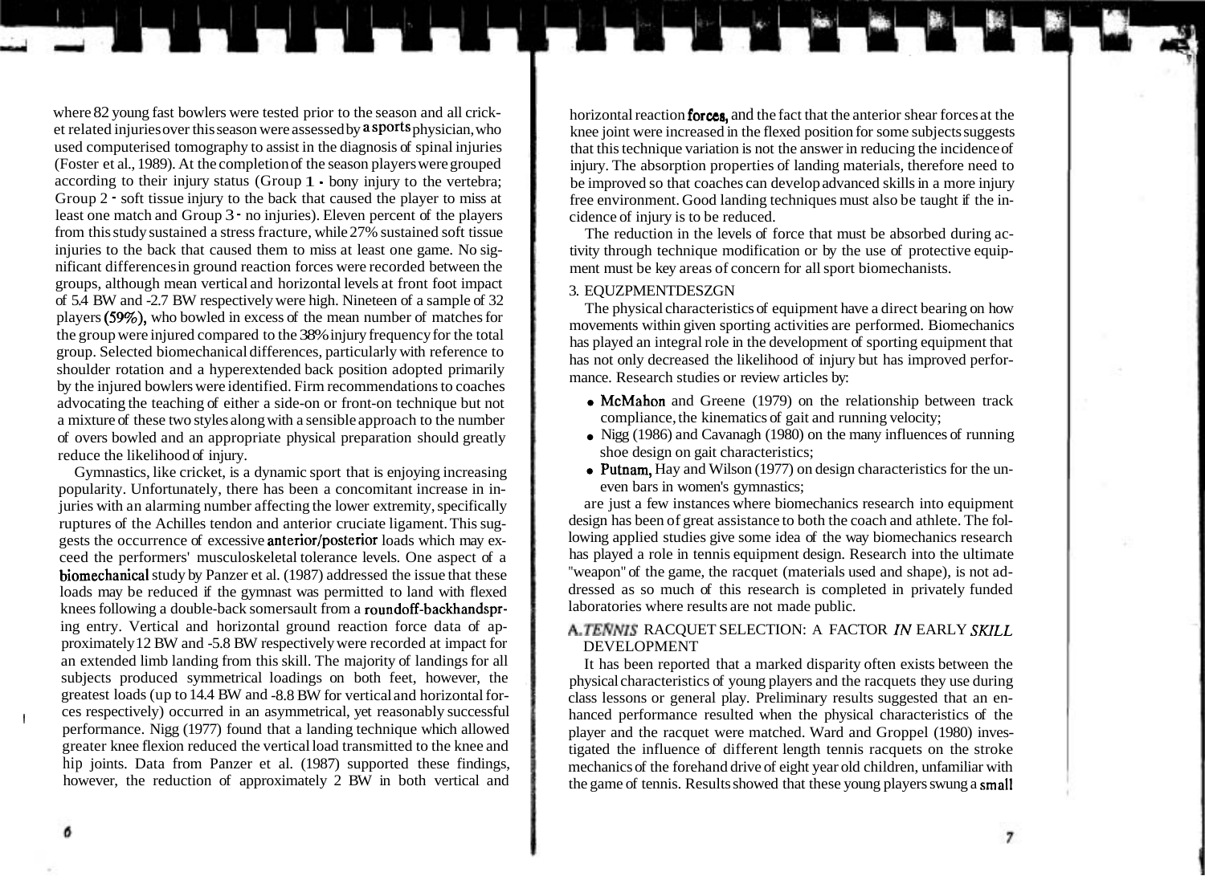where 82 young fast bowlers were tested prior to the season and all cricket related injuries over this season were assessed by a sports physician, who used computerised tomography to assist in the diagnosis of spinal injuries (Foster et al., 1989). At the completion of the season players were grouped according to their injury status (Group 1 - bony injury to the vertebra; Group 2 - soft tissue injury to the back that caused the player to miss at least one match and Group 3 - no injuries). Eleven percent of the players from this study sustained a stress fracture, while 27% sustained soft tissue injuries to the back that caused them to miss at least one game. No significant differences in ground reaction forces were recorded between the groups, although mean vertical and horizontal levels at front foot impact of 5.4 BW and -2.7 BW respectively were high. Nineteen of a sample of 32 players (59%), who bowled in excess of the mean number of matches for the group were injured compared to the 38% injury frequency for the total group. Selected biomechanical differences, particularly with reference to shoulder rotation and a hyperextended back position adopted primarily by the injured bowlers were identified. Firm recommendations to coaches advocating the teaching of either a side-on or front-on technique but not a mixture of these two styles along with a sensible approach to the number of overs bowled and an appropriate physical preparation should greatly reduce the likelihood of injury.

Gymnastics, like cricket, is a dynamic sport that is enjoying increasing popularity. Unfortunately, there has been a concomitant increase in injuries with an alarming number affecting the lower extremity, specifically ruptures of the Achilles tendon and anterior cruciate ligament. This suggests the occurrence of excessive anterior/posterior loads which may exceed the performers' musculoskeletal tolerance levels. One aspect of a biomechanical study by Panzer et al. (1987) addressed the issue that these loads may be reduced if the gymnast was permitted to land with flexed knees following a double-back somersault from a roundoff-backhandspring entry. Vertical and horizontal ground reaction force data of approximately 12 BW and -5.8 BW respectively were recorded at impact for an extended limb landing from this skill. The majority of landings for all subjects produced symmetrical loadings on both feet, however, the greatest loads (up to 14.4 BW and -8.8 BW for vertical and horizontal forces respectively) occurred in an asymmetrical, yet reasonably successful performance. Nigg (1977) found that a landing technique which allowed greater knee flexion reduced the vertical load transmitted to the knee and hip joints. Data from Panzer et al. (1987) supported these findings, however, the reduction of approximately 2 BW in both vertical and horizontal reaction forces, and the fact that the anterior shear forces at the knee joint were increased in the flexed position for some subjects suggests that this technique variation is not the answer in reducing the incidence of injury. The absorption properties of landing materials, therefore need to be improved so that coaches can develop advanced skills in a more injury free environment. Good landing techniques must also be taught if the incidence of injury is to be reduced.

The reduction in the levels of force that must be absorbed during activity through technique modification or by the use of protective equipment must be key areas of concern for all sport biomechanists.

## 3. EQUZPMENTDESZGN

The physical characteristics of equipment have a direct bearing on how movements within given sporting activities are performed. Biomechanics has played an integral role in the development of sporting equipment that has not only decreased the likelihood of injury but has improved performance. Research studies or review articles by:

- McMahon and Greene (1979) on the relationship between track compliance, the kinematics of gait and running velocity;
- Nigg (1986) and Cavanagh (1980) on the many influences of running shoe design on gait characteristics;
- Putnam, Hay and Wilson (1977) on design characteristics for the uneven bars in women's gymnastics;

are just a few instances where biomechanics research into equipment design has been of great assistance to both the coach and athlete. The following applied studies give some idea of the way biomechanics research has played a role in tennis equipment design. Research into the ultimate "weapon" of the game, the racquet (materials used and shape), is not addressed as so much of this research is completed in privately funded laboratories where results are not made public.

### A. TENNIS RACQUET SELECTION: A FACTOR IN EARLY SKILL DEVELOPMENT

It has been reported that a marked disparity often exists between the physical characteristics of young players and the racquets they use during class lessons or general play. Preliminary results suggested that an enhanced performance resulted when the physical characteristics of the player and the racquet were matched. Ward and Groppel (1980) investigated the influence of different length tennis racquets on the stroke mechanics of the forehand drive of eight year old children, unfamiliar with the game of tennis. Results showed that these young players swung a small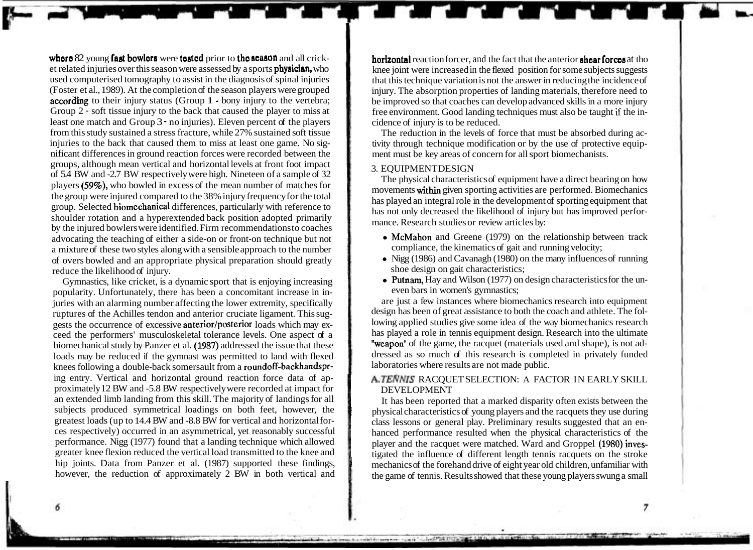where 82 young fast bowlers were tested prior to the season and all cricket related injuries over this season were assessed by a sports physician, who used computerised tomography to assist in the diagnosis of spinal injuries (Foster et al., 1989). At the completion of the season players were grouped according to their injury status (Group 1 - bony injury to the vertebra; Group 2 - soft tissue injury to the back that caused the player to miss at least one match and Group 3 - no injuries). Eleven percent of the players from this study sustained a stress fracture, while 27% sustained soft tissue injuries to the back that caused them to miss at least one game. No significant differences in ground reaction forces were recorded between the groups, although mean vertical and horizontal levels at front foot impact of 5.4 BW and -2.7 BW respectively were high. Nineteen of a sample of 32 players (59%), who bowled in excess of the mean number of matches for the group were injured compared to the 38% injury frequency for the total group. Selected biomechanical differences, particularly with reference to shoulder rotation and a hyperextended back position adopted primarily by the injured bowlers were identified. Firm recommendations to coaches advocating the teaching of either a side-on or front-on technique but not a mixture of these two styles along with a sensible approach to the number of overs bowled and an appropriate physical preparation should greatly reduce the likelihood of injury.

Gymnastics, like cricket, is a dynamic sport that is enjoying increasing popularity. Unfortunately, there has been a concomitant increase in injuries with an alarming number affecting the lower extremity, specifically ruptures of the Achilles tendon and anterior cruciate ligament. This suggests the occurrence of excessive anterior/posterior loads which may exceed the performers' musculoskeletal tolerance levels. One aspect of a biomechanical study by Panzer et al. (1987) addressed the issue that these loads may be reduced if the gymnast was permitted to land with flexed knees following a double-back somersault from a roundoff-backhandspring entry. Vertical and horizontal ground reaction force data of approximately 12 BW and -5.8 BW respectively were recorded at impact for an extended limb landing from this skill. The majority of landings for all subjects produced symmetrical loadings on both feet, however, the greatest loads (up to 14.4 BW and -8.8 BW for vertical and horizontal forces respectively) occurred in an asymmetrical, yet reasonably successful performance. Nigg (1977) found that a landing technique which allowed greater knee flexion reduced the vertical load transmitted to the knee and hip joints. Data from Panzer et al. (1987) supported these findings, however, the reduction of approximately 2 BW in both vertical and horizontal reaction forces, and the fact that the anterior shear forces at the knee joint were increased in the flexed position for some subjects suggests that this technique variation is not the answer in reducing the incidence of injury. The absorption properties of landing materials, therefore need to be improved so that coaches can develop advanced skills in a more injury free environment. Good landing techniques must also be taught if the incidence of injury is to be reduced.

The reduction in the levels of force that must be absorbed during activity through technique modification or by the use of protective equipment must be key areas of concern for all sport biomechanists.

## 3. EQUIPMENT DESIGN

The physical characteristics of equipment have a direct bearing on how movements within given sporting activities are performed. Biomechanics has played an integral role in the development of sporting equipment that has not only decreased the likelihood of injury but has improved performance. Research studies or review articles by:

- McMahon and Greene (1979) on the relationship between track compliance, the kinematics of gait and running velocity;
- Nigg (1986) and Cavanagh (1980) on the many influences of running shoe design on gait characteristics;
- Putnam, Hay and Wilson (1977) on design characteristics for the uneven bars in women's gymnastics;

are just a few instances where biomechanics research into equipment design has been of great assistance to both the coach and athlete. The following applied studies give some idea of the way biomechanics research has played a role in tennis equipment design. Research into the ultimate "weapon" of the game, the racquet (materials used and shape), is not addressed as so much of this research is completed in privately funded laboratories where results are not made public.

### A. TENNIS RACQUET SELECTION: A FACTOR IN EARLY SKILL DEVELOPMENT

It has been reported that a marked disparity often exists between the physical characteristics of young players and the racquets they use during class lessons or general play. Preliminary results suggested that an enhanced performance resulted when the physical characteristics of the player and the racquet were matched. Ward and Groppel (1980) investigated the influence of different length tennis racquets on the stroke mechanics of the forehand drive of eight year old children, unfamiliar with the game of tennis. Results showed that these young players swung a small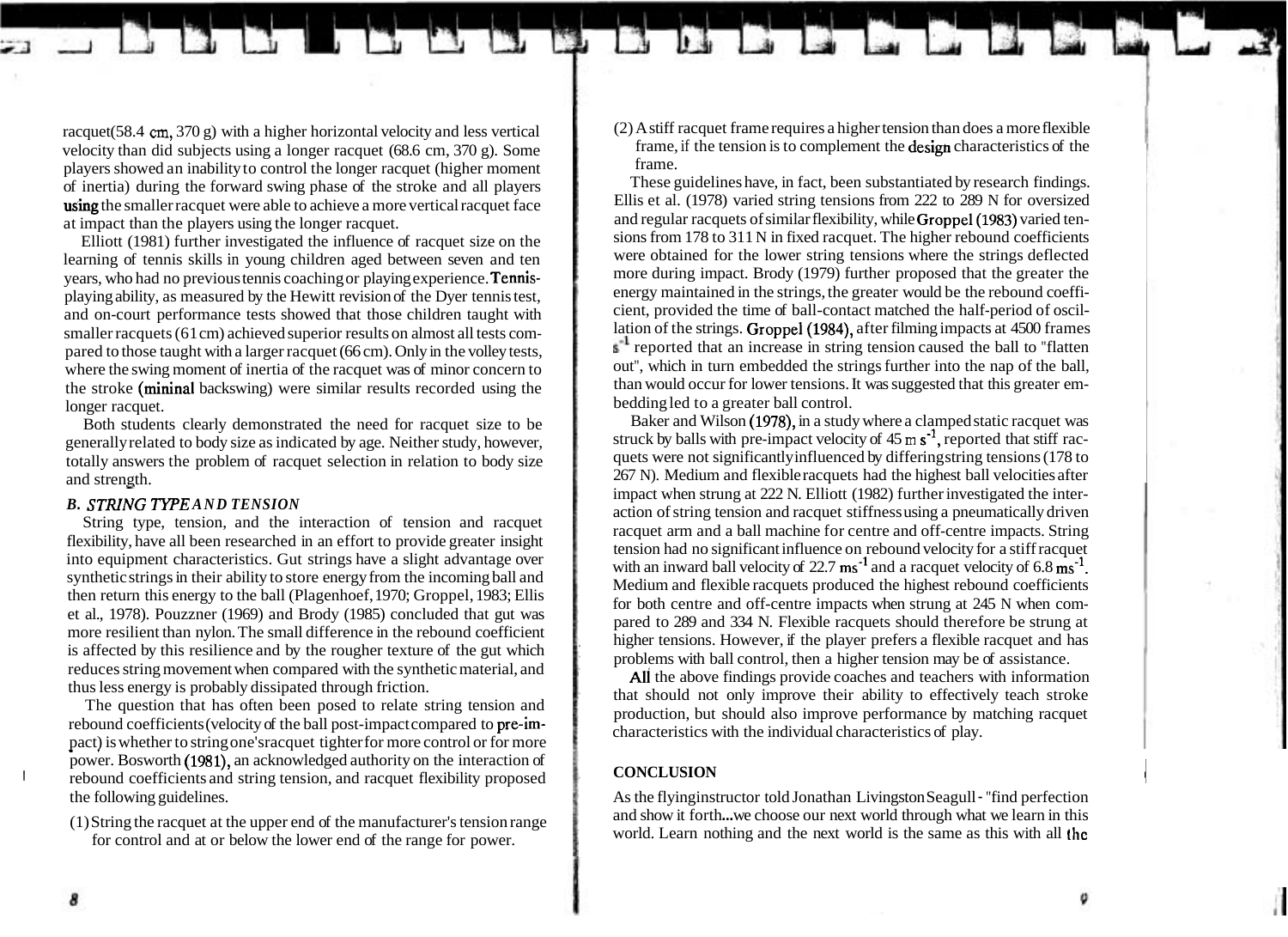racquet(58.4 cm, 370 g) with a higher horizontal velocity and less vertical velocity than did subjects using a longer racquet (68.6 cm, 370 g). Some players showed an inability to control the longer racquet (higher moment of inertia) during the forward swing phase of the stroke and all players using the smaller racquet were able to achieve a more vertical racquet face at impact than the players using the longer racquet.

Elliott (1981) further investigated the influence of racquet size on the learning of tennis skills in young children aged between seven and ten years, who had no previous tennis coaching or playing experience. Tennis-playing ability, as measured by the Hewitt revision of the Dyer tennis test, and on-court performance tests showed that those children taught with smaller racquets (61 cm) achieved superior results on almost all tests compared to those taught with a larger racquet (66 cm). Only in the volley tests, where the swing moment of inertia of the racquet was of minor concern to the stroke (mininal backswing) were similar results recorded using the longer racquet.

Both students clearly demonstrated the need for racquet size to be generally related to body size as indicated by age. Neither study, however, totally answers the problem of racquet selection in relation to body size and strength.

### B. *STRING TYPE AND TENSION*

String type, tension, and the interaction of tension and racquet flexibility, have all been researched in an effort to provide greater insight into equipment characteristics. Gut strings have a slight advantage over synthetic strings in their ability to store energy from the incoming ball and then return this energy to the ball (Plagenhoef, 1970; Groppel, 1983; Ellis et al., 1978). Pouzzner (1969) and Brody (1985) concluded that gut was more resilient than nylon. The small difference in the rebound coefficient is affected by this resilience and by the rougher texture of the gut which reduces string movement when compared with the synthetic material, and thus less energy is probably dissipated through friction.

The question that has often been posed to relate string tension and rebound coefficients (velocity of the ball post-impact compared to pre-impact) is whether to string one's racquet tighter for more control or for more power. Bosworth (1981), an acknowledged authority on the interaction of rebound coefficients and string tension, and racquet flexibility proposed the following guidelines.

(1) String the racquet at the upper end of the manufacturer's tension range for control and at or below the lower end of the range for power.

(2) A stiff racquet frame requires a higher tension than does a more flexible frame, if the tension is to complement the design characteristics of the frame.

These guidelines have, in fact, been substantiated by research findings. Ellis et al. (1978) varied string tensions from 222 to 289 N for oversized and regular racquets of similar flexibility, while Groppel (1983) varied tensions from 178 to 311 N in fixed racquet. The higher rebound coefficients were obtained for the lower string tensions where the strings deflected more during impact. Brody (1979) further proposed that the greater the energy maintained in the strings, the greater would be the rebound coefficient, provided the time of ball-contact matched the half-period of oscillation of the strings. Groppel (1984), after filming impacts at 4500 frames $s^{-1}$ reported that an increase in string tension caused the ball to "flatten out", which in turn embedded the strings further into the nap of the ball, than would occur for lower tensions. It was suggested that this greater embedding led to a greater ball control.

Baker and Wilson (1978), in a study where a clamped static racquet was struck by balls with pre-impact velocity of 45 m $s^{-1}$, reported that stiff racquets were not significantly influenced by differing string tensions (178 to 267 N). Medium and flexible racquets had the highest ball velocities after impact when strung at 222 N. Elliott (1982) further investigated the interaction of string tension and racquet stiffness using a pneumatically driven racquet arm and a ball machine for centre and off-centre impacts. String tension had no significant influence on rebound velocity for a stiff racquet with an inward ball velocity of 22.7 $ms^{-1}$ and a racquet velocity of 6.8 $ms^{-1}$. Medium and flexible racquets produced the highest rebound coefficients for both centre and off-centre impacts when strung at 245 N when compared to 289 and 334 N. Flexible racquets should therefore be strung at higher tensions. However, if the player prefers a flexible racquet and has problems with ball control, then a higher tension may be of assistance.

All the above findings provide coaches and teachers with information that should not only improve their ability to effectively teach stroke production, but should also improve performance by matching racquet characteristics with the individual characteristics of play.

## CONCLUSION

As the flying instructor told Jonathan Livingston Seagull - "find perfection and show it forth...we choose our next world through what we learn in this world. Learn nothing and the next world is the same as this with all the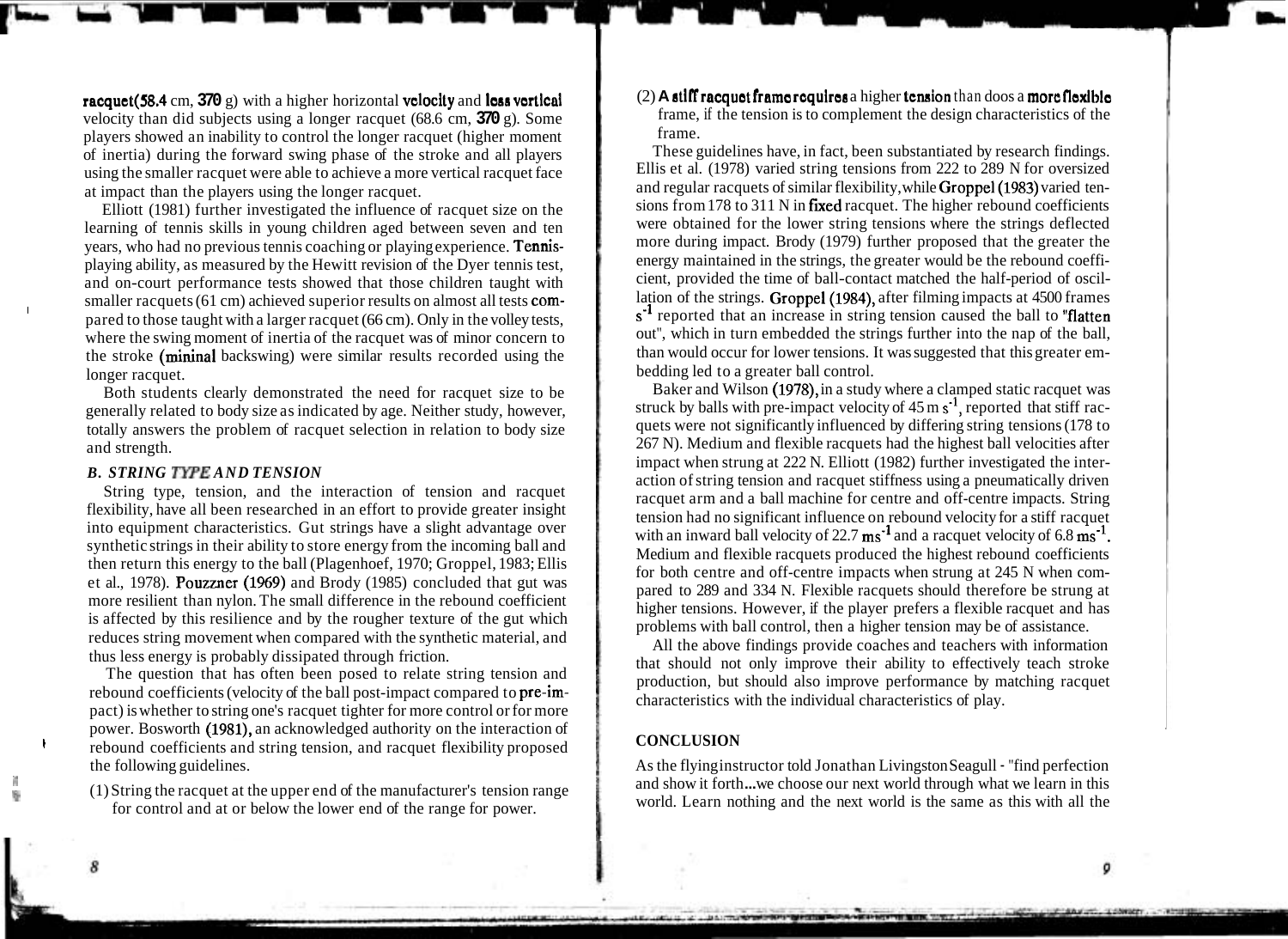racquet (58.4 cm, 370 g) with a higher horizontal velocity and less vertical velocity than did subjects using a longer racquet (68.6 cm, 370 g). Some players showed an inability to control the longer racquet (higher moment of inertia) during the forward swing phase of the stroke and all players using the smaller racquet were able to achieve a more vertical racquet face at impact than the players using the longer racquet.

Elliott (1981) further investigated the influence of racquet size on the learning of tennis skills in young children aged between seven and ten years, who had no previous tennis coaching or playing experience. Tennis-playing ability, as measured by the Hewitt revision of the Dyer tennis test, and on-court performance tests showed that those children taught with smaller racquets (61 cm) achieved superior results on almost all tests compared to those taught with a larger racquet (66 cm). Only in the volley tests, where the swing moment of inertia of the racquet was of minor concern to the stroke (mininal backswing) were similar results recorded using the longer racquet.

Both students clearly demonstrated the need for racquet size to be generally related to body size as indicated by age. Neither study, however, totally answers the problem of racquet selection in relation to body size and strength.

### *B. STRING TYPE AND TENSION*

String type, tension, and the interaction of tension and racquet flexibility, have all been researched in an effort to provide greater insight into equipment characteristics. Gut strings have a slight advantage over synthetic strings in their ability to store energy from the incoming ball and then return this energy to the ball (Plagenhoef, 1970; Groppel, 1983; Ellis et al., 1978). Pouzzner (1969) and Brody (1985) concluded that gut was more resilient than nylon. The small difference in the rebound coefficient is affected by this resilience and by the rougher texture of the gut which reduces string movement when compared with the synthetic material, and thus less energy is probably dissipated through friction.

The question that has often been posed to relate string tension and rebound coefficients (velocity of the ball post-impact compared to pre-impact) is whether to string one's racquet tighter for more control or for more power. Bosworth (1981), an acknowledged authority on the interaction of rebound coefficients and string tension, and racquet flexibility proposed the following guidelines.

(1) String the racquet at the upper end of the manufacturer's tension range for control and at or below the lower end of the range for power.

(2) A stiff racquet frame requires a higher tension than doos a more flexible frame, if the tension is to complement the design characteristics of the frame.

These guidelines have, in fact, been substantiated by research findings. Ellis et al. (1978) varied string tensions from 222 to 289 N for oversized and regular racquets of similar flexibility, while Groppel (1983) varied tensions from 178 to 311 N in fixed racquet. The higher rebound coefficients were obtained for the lower string tensions where the strings deflected more during impact. Brody (1979) further proposed that the greater the energy maintained in the strings, the greater would be the rebound coefficient, provided the time of ball-contact matched the half-period of oscillation of the strings. Groppel (1984), after filming impacts at 4500 frames $s^{-1}$ reported that an increase in string tension caused the ball to "flatten out", which in turn embedded the strings further into the nap of the ball, than would occur for lower tensions. It was suggested that this greater embedding led to a greater ball control.

Baker and Wilson (1978), in a study where a clamped static racquet was struck by balls with pre-impact velocity of 45 m $s^{-1}$, reported that stiff racquets were not significantly influenced by differing string tensions (178 to 267 N). Medium and flexible racquets had the highest ball velocities after impact when strung at 222 N. Elliott (1982) further investigated the interaction of string tension and racquet stiffness using a pneumatically driven racquet arm and a ball machine for centre and off-centre impacts. String tension had no significant influence on rebound velocity for a stiff racquet with an inward ball velocity of 22.7 $ms^{-1}$ and a racquet velocity of 6.8 $ms^{-1}$. Medium and flexible racquets produced the highest rebound coefficients for both centre and off-centre impacts when strung at 245 N when compared to 289 and 334 N. Flexible racquets should therefore be strung at higher tensions. However, if the player prefers a flexible racquet and has problems with ball control, then a higher tension may be of assistance.

All the above findings provide coaches and teachers with information that should not only improve their ability to effectively teach stroke production, but should also improve performance by matching racquet characteristics with the individual characteristics of play.

## CONCLUSION

As the flying instructor told Jonathan Livingston Seagull - "find perfection and show it forth...we choose our next world through what we learn in this world. Learn nothing and the next world is the same as this with all the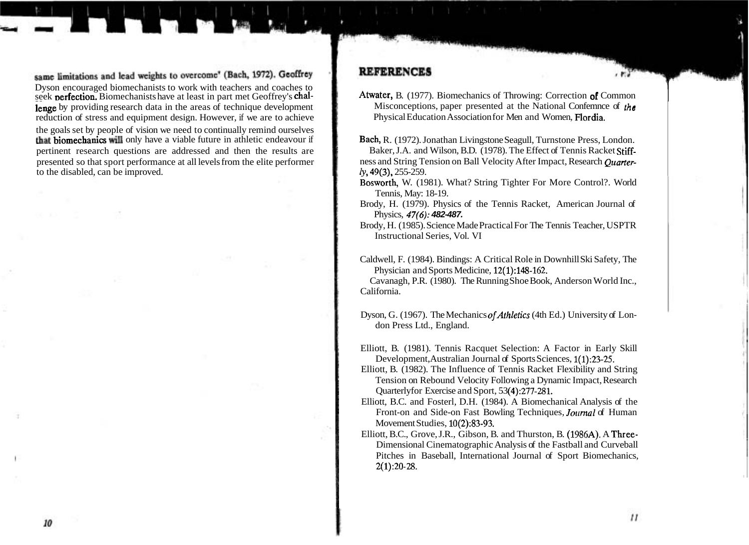same limitations and lead weights to overcome' (Bach, 1972). Geoffrey Dyson encouraged biomechanists to work with teachers and coaches to seek perfection. Biomechanists have at least in part met Geoffrey's challenge by providing research data in the areas of technique development reduction of stress and equipment design. However, if we are to achieve the goals set by people of vision we need to continually remind ourselves that biomechanics will only have a viable future in athletic endeavour if pertinent research questions are addressed and then the results are presented so that sport performance at all levels from the elite performer to the disabled, can be improved.

## REFERENCES

Atwater, B. (1977). Biomechanics of Throwing: Correction of Common Misconceptions, paper presented at the National Confemnce of the Physical Education Association for Men and Women, Flordia.

Bach, R. (1972). Jonathan Livingstone Seagull, Turnstone Press, London.

Baker, J.A. and Wilson, B.D. (1978). The Effect of Tennis Racket Stiffness and String Tension on Ball Velocity After Impact, Research *Quarterly*, 49(3), 255-259.

Bosworth, W. (1981). What? String Tighter For More Control?. World Tennis, May: 18-19.

Brody, H. (1979). Physics of the Tennis Racket, American Journal of Physics, *47(6): 482-487.*

Brody, H. (1985). Science Made Practical For The Tennis Teacher, USPTR Instructional Series, Vol. VI

Caldwell, F. (1984). Bindings: A Critical Role in Downhill Ski Safety, The Physician and Sports Medicine, 12(1):148-162.

Cavanagh, P.R. (1980). The Running Shoe Book, Anderson World Inc., California.

Dyson, G. (1967). The Mechanics *of Athletics* (4th Ed.) University of London Press Ltd., England.

Elliott, B. (1981). Tennis Racquet Selection: A Factor in Early Skill Development, Australian Journal of Sports Sciences, 1(1):23-25.

Elliott, B. (1982). The Influence of Tennis Racket Flexibility and String Tension on Rebound Velocity Following a Dynamic Impact, Research Quarterlyfor Exercise and Sport, 53(4):277-281.

Elliott, B.C. and Fosterl, D.H. (1984). A Biomechanical Analysis of the Front-on and Side-on Fast Bowling Techniques, *Journal* of Human Movement Studies, 10(2):83-93.

Elliott, B.C., Grove, J.R., Gibson, B. and Thurston, B. (1986A). A Three-Dimensional Cinematographic Analysis of the Fastball and Curveball Pitches in Baseball, International Journal of Sport Biomechanics, 2(1):20-28.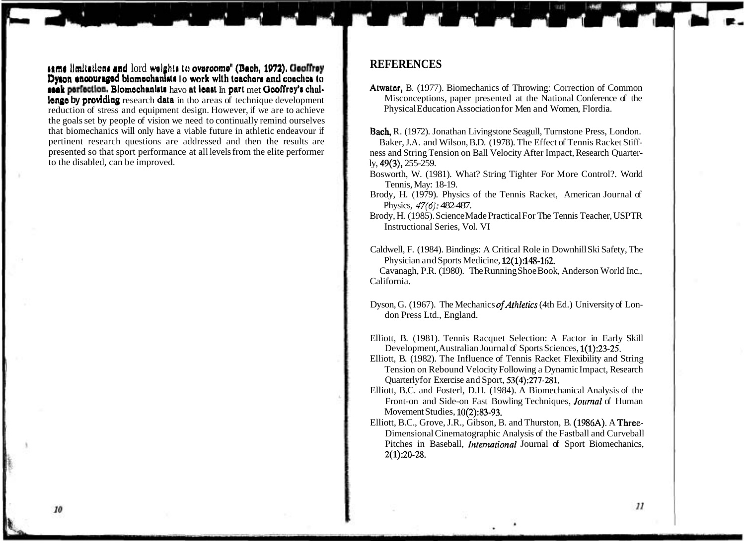same limitations and lord weights to overcome" (Bach, 1972). Geoffrey Dyson encouraged biomechanists to work with teachers and coaches to seek perfection. Biomechanists have at least in part met Geoffrey's challenge by providing research data in the areas of technique development reduction of stress and equipment design. However, if we are to achieve the goals set by people of vision we need to continually remind ourselves that biomechanics will only have a viable future in athletic endeavour if pertinent research questions are addressed and then the results are presented so that sport performance at all levels from the elite performer to the disabled, can be improved.

## REFERENCES

Atwater, B. (1977). Biomechanics of Throwing: Correction of Common Misconceptions, paper presented at the National Conference of the Physical Education Association for Men and Women, Flordia.

Bach, R. (1972). Jonathan Livingstone Seagull, Turnstone Press, London.

Baker, J.A. and Wilson, B.D. (1978). The Effect of Tennis Racket Stiffness and String Tension on Ball Velocity After Impact, Research Quarterly, 49(3), 255-259.

Bosworth, W. (1981). What? String Tighter For More Control?. World Tennis, May: 18-19.

Brody, H. (1979). Physics of the Tennis Racket, American Journal of Physics, *47(6)*: 482-487.

Brody, H. (1985). Science Made Practical For The Tennis Teacher, USPTR Instructional Series, Vol. VI

Caldwell, F. (1984). Bindings: A Critical Role in Downhill Ski Safety, The Physician and Sports Medicine, 12(1):148-162.

Cavanagh, P.R. (1980). The Running Shoe Book, Anderson World Inc., California.

Dyson, G. (1967). The Mechanics *of Athletics* (4th Ed.) University of London Press Ltd., England.

Elliott, B. (1981). Tennis Racquet Selection: A Factor in Early Skill Development, Australian Journal of Sports Sciences, 1(1):23-25.

Elliott, B. (1982). The Influence of Tennis Racket Flexibility and String Tension on Rebound Velocity Following a Dynamic Impact, Research Quarterly for Exercise and Sport, 53(4):277-281.

Elliott, B.C. and Fosterl, D.H. (1984). A Biomechanical Analysis of the Front-on and Side-on Fast Bowling Techniques, *Journal* of Human Movement Studies, 10(2):83-93.

Elliott, B.C., Grove, J.R., Gibson, B. and Thurston, B. (1986A). A Three-Dimensional Cinematographic Analysis of the Fastball and Curveball Pitches in Baseball, *International* Journal of Sport Biomechanics, 2(1):20-28.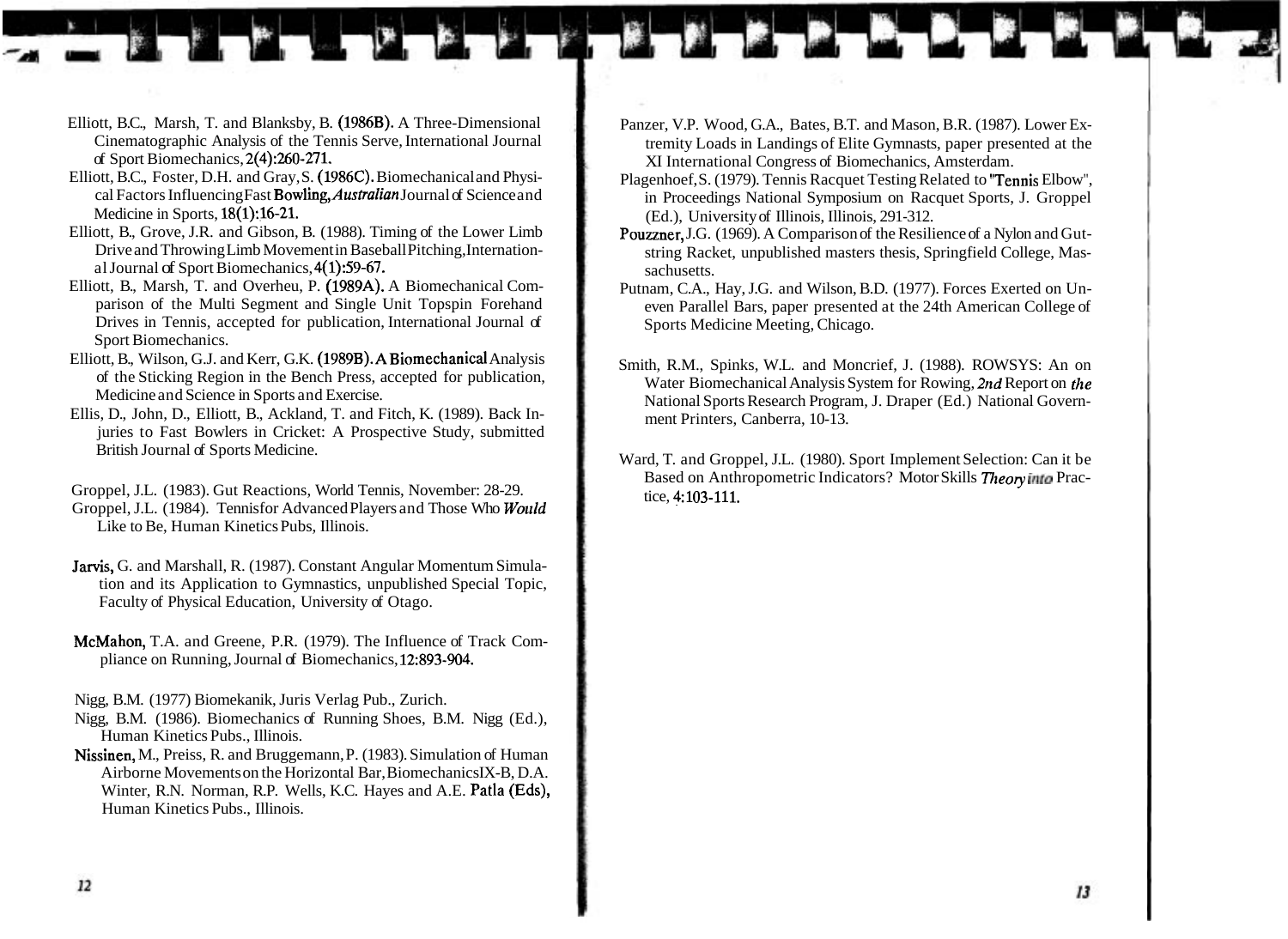Elliott, B.C., Marsh, T. and Blanksby, B. (1986B). A Three-Dimensional Cinematographic Analysis of the Tennis Serve, International Journal of Sport Biomechanics, 2(4):260-271.

Elliott, B.C., Foster, D.H. and Gray, S. (1986C). Biomechanical and Physical Factors Influencing Fast Bowling, *Australian* Journal of Science and Medicine in Sports, 18(1):16-21.

Elliott, B., Grove, J.R. and Gibson, B. (1988). Timing of the Lower Limb Drive and Throwing Limb Movement in Baseball Pitching, International Journal of Sport Biomechanics, 4(1):59-67.

Elliott, B., Marsh, T. and Overheu, P. (1989A). A Biomechanical Comparison of the Multi Segment and Single Unit Topspin Forehand Drives in Tennis, accepted for publication, International Journal of Sport Biomechanics.

Elliott, B., Wilson, G.J. and Kerr, G.K. (1989B). A Biomechanical Analysis of the Sticking Region in the Bench Press, accepted for publication, Medicine and Science in Sports and Exercise.

Ellis, D., John, D., Elliott, B., Ackland, T. and Fitch, K. (1989). Back Injuries to Fast Bowlers in Cricket: A Prospective Study, submitted British Journal of Sports Medicine.

Groppel, J.L. (1983). Gut Reactions, World Tennis, November: 28-29.

Groppel, J.L. (1984). Tennis for Advanced Players and Those Who *Would* Like to Be, Human Kinetics Pubs, Illinois.

Jarvis, G. and Marshall, R. (1987). Constant Angular Momentum Simulation and its Application to Gymnastics, unpublished Special Topic, Faculty of Physical Education, University of Otago.

McMahon, T.A. and Greene, P.R. (1979). The Influence of Track Compliance on Running, Journal of Biomechanics, 12:893-904.

Nigg, B.M. (1977) Biomekanik, Juris Verlag Pub., Zurich.

Nigg, B.M. (1986). Biomechanics of Running Shoes, B.M. Nigg (Ed.), Human Kinetics Pubs., Illinois.

Nissinen, M., Preiss, R. and Bruggemann, P. (1983). Simulation of Human Airborne Movements on the Horizontal Bar, Biomechanics IX-B, D.A. Winter, R.N. Norman, R.P. Wells, K.C. Hayes and A.E. Patla (Eds), Human Kinetics Pubs., Illinois.

Panzer, V.P. Wood, G.A., Bates, B.T. and Mason, B.R. (1987). Lower Extremity Loads in Landings of Elite Gymnasts, paper presented at the XI International Congress of Biomechanics, Amsterdam.

Plagenhoef, S. (1979). Tennis Racquet Testing Related to "Tennis Elbow", in Proceedings National Symposium on Racquet Sports, J. Groppel (Ed.), University of Illinois, Illinois, 291-312.

Pouzzner, J.G. (1969). A Comparison of the Resilience of a Nylon and Gut-string Racket, unpublished masters thesis, Springfield College, Massachusetts.

Putnam, C.A., Hay, J.G. and Wilson, B.D. (1977). Forces Exerted on Uneven Parallel Bars, paper presented at the 24th American College of Sports Medicine Meeting, Chicago.

Smith, R.M., Spinks, W.L. and Moncrief, J. (1988). ROWSYS: An on Water Biomechanical Analysis System for Rowing, *2nd* Report on *the* National Sports Research Program, J. Draper (Ed.) National Government Printers, Canberra, 10-13.

Ward, T. and Groppel, J.L. (1980). Sport Implement Selection: Can it be Based on Anthropometric Indicators? Motor Skills *Theory into* Practice, 4:103-111.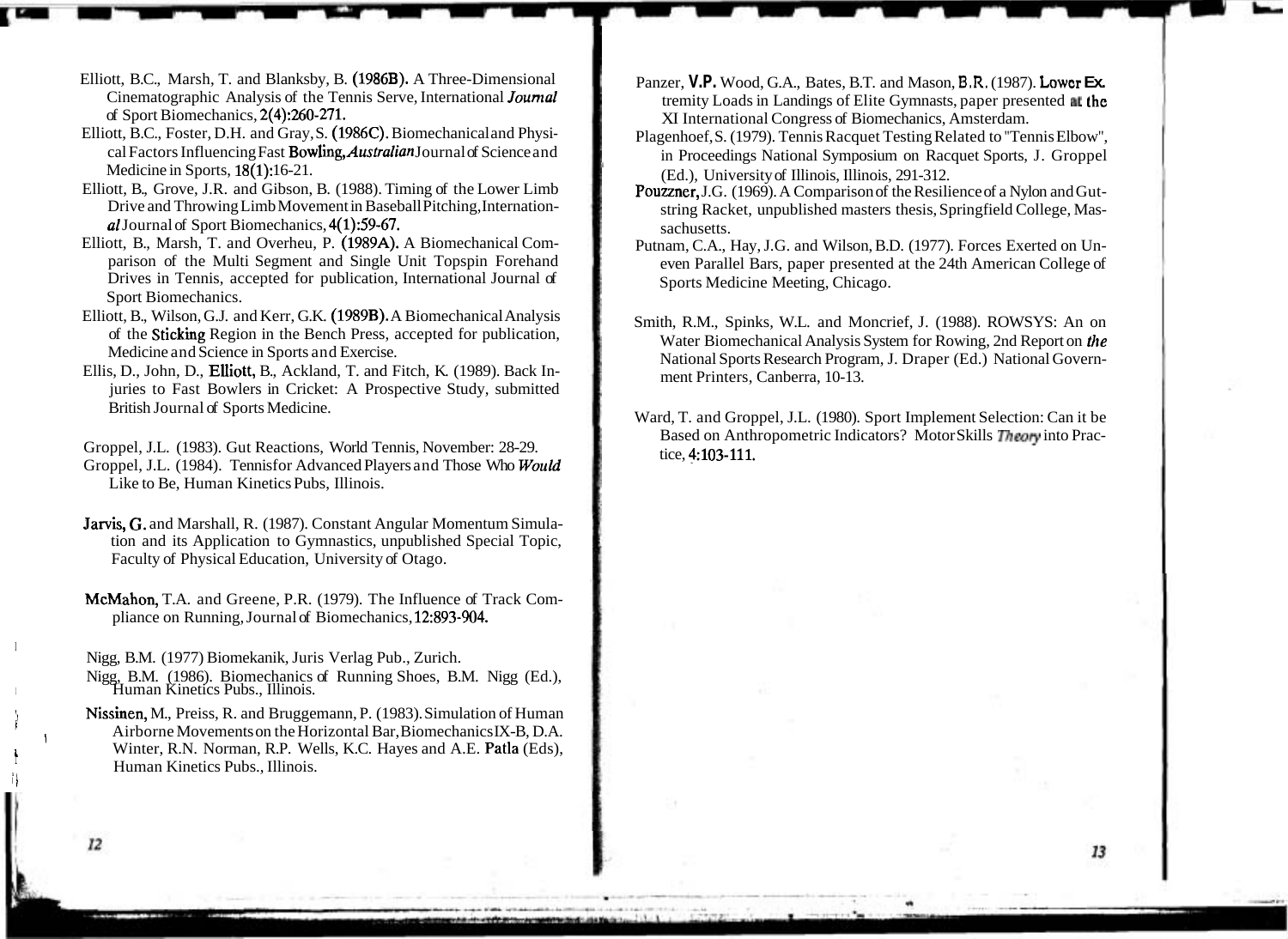Elliott, B.C., Marsh, T. and Blanksby, B. (1986B). A Three-Dimensional Cinematographic Analysis of the Tennis Serve, International *Journal* of Sport Biomechanics, 2(4):260-271.

Elliott, B.C., Foster, D.H. and Gray, S. (1986C). Biomechanical and Physical Factors Influencing Fast Bowling, *Australian* Journal of Science and Medicine in Sports, 18(1):16-21.

Elliott, B., Grove, J.R. and Gibson, B. (1988). Timing of the Lower Limb Drive and Throwing Limb Movement in Baseball Pitching, International Journal of Sport Biomechanics, 4(1):59-67.

Elliott, B., Marsh, T. and Overheu, P. (1989A). A Biomechanical Comparison of the Multi Segment and Single Unit Topspin Forehand Drives in Tennis, accepted for publication, International Journal of Sport Biomechanics.

Elliott, B., Wilson, G.J. and Kerr, G.K. (1989B). A Biomechanical Analysis of the Sticking Region in the Bench Press, accepted for publication, Medicine and Science in Sports and Exercise.

Ellis, D., John, D., Elliott, B., Ackland, T. and Fitch, K. (1989). Back Injuries to Fast Bowlers in Cricket: A Prospective Study, submitted British Journal of Sports Medicine.

Groppel, J.L. (1983). Gut Reactions, World Tennis, November: 28-29.

Groppel, J.L. (1984). Tennisfor Advanced Players and Those Who *Would* Like to Be, Human Kinetics Pubs, Illinois.

Jarvis, G. and Marshall, R. (1987). Constant Angular Momentum Simulation and its Application to Gymnastics, unpublished Special Topic, Faculty of Physical Education, University of Otago.

McMahon, T.A. and Greene, P.R. (1979). The Influence of Track Compliance on Running, Journal of Biomechanics, 12:893-904.

Nigg, B.M. (1977) Biomekanik, Juris Verlag Pub., Zurich.

Nigg, B.M. (1986). Biomechanics of Running Shoes, B.M. Nigg (Ed.), Human Kinetics Pubs., Illinois.

Nissinen, M., Preiss, R. and Bruggemann, P. (1983). Simulation of Human Airborne Movements on the Horizontal Bar, Biomechanics IX-B, D.A. Winter, R.N. Norman, R.P. Wells, K.C. Hayes and A.E. Patla (Eds), Human Kinetics Pubs., Illinois.

Panzer, V.P. Wood, G.A., Bates, B.T. and Mason, B.R. (1987). Lower Extremity Loads in Landings of Elite Gymnasts, paper presented at the XI International Congress of Biomechanics, Amsterdam.

Plagenhoef, S. (1979). Tennis Racquet Testing Related to "Tennis Elbow", in Proceedings National Symposium on Racquet Sports, J. Groppel (Ed.), University of Illinois, Illinois, 291-312.

Pouzzner, J.G. (1969). A Comparison of the Resilience of a Nylon and Gut-string Racket, unpublished masters thesis, Springfield College, Massachusetts.

Putnam, C.A., Hay, J.G. and Wilson, B.D. (1977). Forces Exerted on Uneven Parallel Bars, paper presented at the 24th American College of Sports Medicine Meeting, Chicago.

Smith, R.M., Spinks, W.L. and Moncrief, J. (1988). ROWSYS: An on Water Biomechanical Analysis System for Rowing, 2nd Report on *the* National Sports Research Program, J. Draper (Ed.) National Government Printers, Canberra, 10-13.

Ward, T. and Groppel, J.L. (1980). Sport Implement Selection: Can it be Based on Anthropometric Indicators? Motor Skills *Theory* into Practice, 4:103-111.